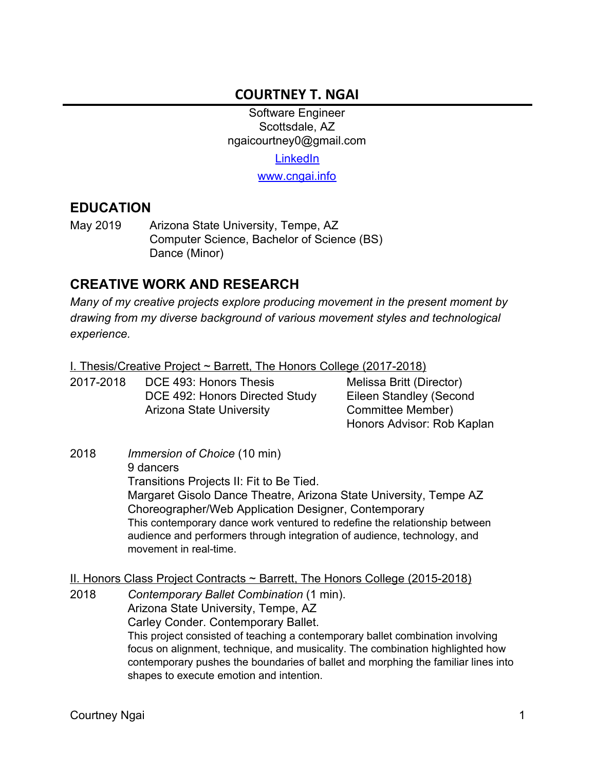# COURTNEY T. NGAI

Software Engineer
Scottsdale, AZ
ngaicourtney0@gmail.com

LinkedIn

www.cngai.info

## EDUCATION

May 2019 Arizona State University, Tempe, AZ
Computer Science, Bachelor of Science (BS)
Dance (Minor)

## CREATIVE WORK AND RESEARCH

*Many of my creative projects explore producing movement in the present moment by drawing from my diverse background of various movement styles and technological experience.*

I. Thesis/Creative Project ~ Barrett, The Honors College (2017-2018)

2017-2018 DCE 493: Honors Thesis
DCE 492: Honors Directed Study
Arizona State University

Melissa Britt (Director)
Eileen Standley (Second Committee Member)
Honors Advisor: Rob Kaplan

2018 *Immersion of Choice* (10 min)
9 dancers
Transitions Projects II: Fit to Be Tied.
Margaret Gisolo Dance Theatre, Arizona State University, Tempe AZ
Choreographer/Web Application Designer, Contemporary
This contemporary dance work ventured to redefine the relationship between audience and performers through integration of audience, technology, and movement in real-time.

II. Honors Class Project Contracts ~ Barrett, The Honors College (2015-2018)

2018 *Contemporary Ballet Combination* (1 min).
Arizona State University, Tempe, AZ
Carley Conder. Contemporary Ballet.
This project consisted of teaching a contemporary ballet combination involving focus on alignment, technique, and musicality. The combination highlighted how contemporary pushes the boundaries of ballet and morphing the familiar lines into shapes to execute emotion and intention.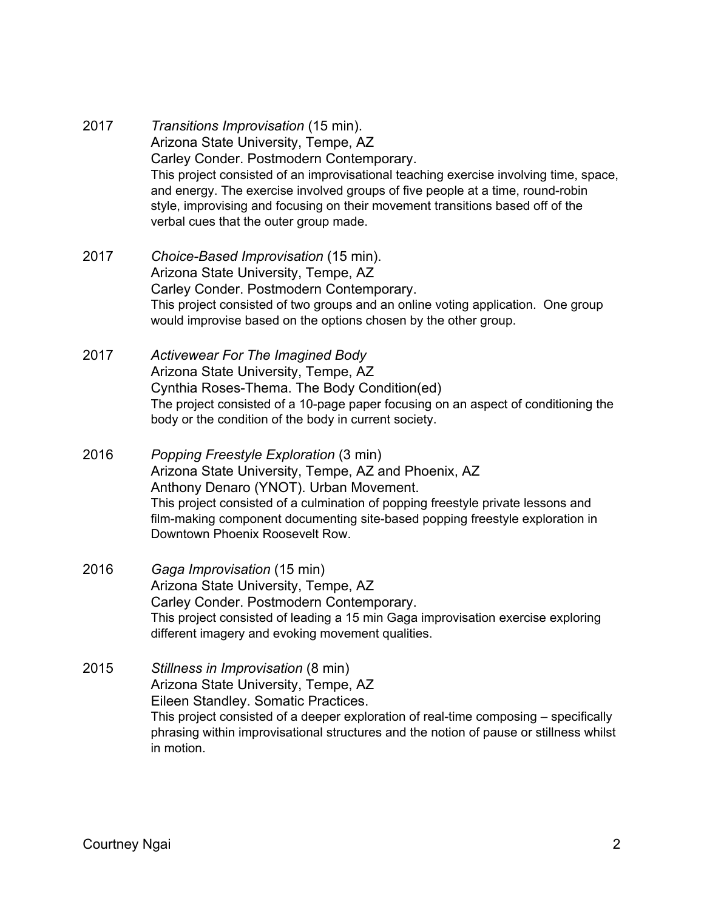2017 *Transitions Improvisation* (15 min).
Arizona State University, Tempe, AZ
Carley Conder. Postmodern Contemporary.
This project consisted of an improvisational teaching exercise involving time, space, and energy. The exercise involved groups of five people at a time, round-robin style, improvising and focusing on their movement transitions based off of the verbal cues that the outer group made.

2017 *Choice-Based Improvisation* (15 min).
Arizona State University, Tempe, AZ
Carley Conder. Postmodern Contemporary.
This project consisted of two groups and an online voting application. One group would improvise based on the options chosen by the other group.

2017 *Activewear For The Imagined Body*
Arizona State University, Tempe, AZ
Cynthia Roses-Thema. The Body Condition(ed)
The project consisted of a 10-page paper focusing on an aspect of conditioning the body or the condition of the body in current society.

2016 *Popping Freestyle Exploration* (3 min)
Arizona State University, Tempe, AZ and Phoenix, AZ
Anthony Denaro (YNOT). Urban Movement.
This project consisted of a culmination of popping freestyle private lessons and film-making component documenting site-based popping freestyle exploration in Downtown Phoenix Roosevelt Row.

2016 *Gaga Improvisation* (15 min)
Arizona State University, Tempe, AZ
Carley Conder. Postmodern Contemporary.
This project consisted of leading a 15 min Gaga improvisation exercise exploring different imagery and evoking movement qualities.

2015 *Stillness in Improvisation* (8 min)
Arizona State University, Tempe, AZ
Eileen Standley. Somatic Practices.
This project consisted of a deeper exploration of real-time composing – specifically phrasing within improvisational structures and the notion of pause or stillness whilst in motion.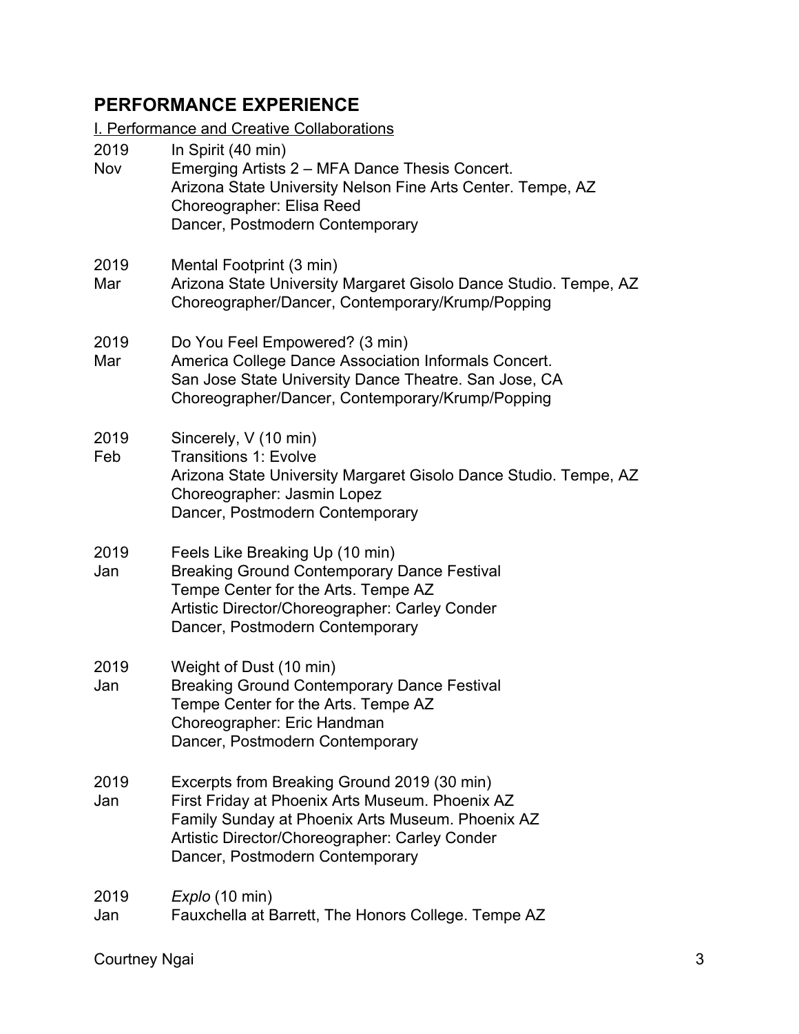## PERFORMANCE EXPERIENCE

I. Performance and Creative Collaborations

2019 Nov
In Spirit (40 min)
Emerging Artists 2 – MFA Dance Thesis Concert.
Arizona State University Nelson Fine Arts Center. Tempe, AZ
Choreographer: Elisa Reed
Dancer, Postmodern Contemporary

2019 Mar
Mental Footprint (3 min)
Arizona State University Margaret Gisolo Dance Studio. Tempe, AZ
Choreographer/Dancer, Contemporary/Krump/Popping

2019 Mar
Do You Feel Empowered? (3 min)
America College Dance Association Informals Concert.
San Jose State University Dance Theatre. San Jose, CA
Choreographer/Dancer, Contemporary/Krump/Popping

2019 Feb
Sincerely, V (10 min)
Transitions 1: Evolve
Arizona State University Margaret Gisolo Dance Studio. Tempe, AZ
Choreographer: Jasmin Lopez
Dancer, Postmodern Contemporary

2019 Jan
Feels Like Breaking Up (10 min)
Breaking Ground Contemporary Dance Festival
Tempe Center for the Arts. Tempe AZ
Artistic Director/Choreographer: Carley Conder
Dancer, Postmodern Contemporary

2019 Jan
Weight of Dust (10 min)
Breaking Ground Contemporary Dance Festival
Tempe Center for the Arts. Tempe AZ
Choreographer: Eric Handman
Dancer, Postmodern Contemporary

2019 Jan
Excerpts from Breaking Ground 2019 (30 min)
First Friday at Phoenix Arts Museum. Phoenix AZ
Family Sunday at Phoenix Arts Museum. Phoenix AZ
Artistic Director/Choreographer: Carley Conder
Dancer, Postmodern Contemporary

2019 Jan
*Explo* (10 min)
Fauxchella at Barrett, The Honors College. Tempe AZ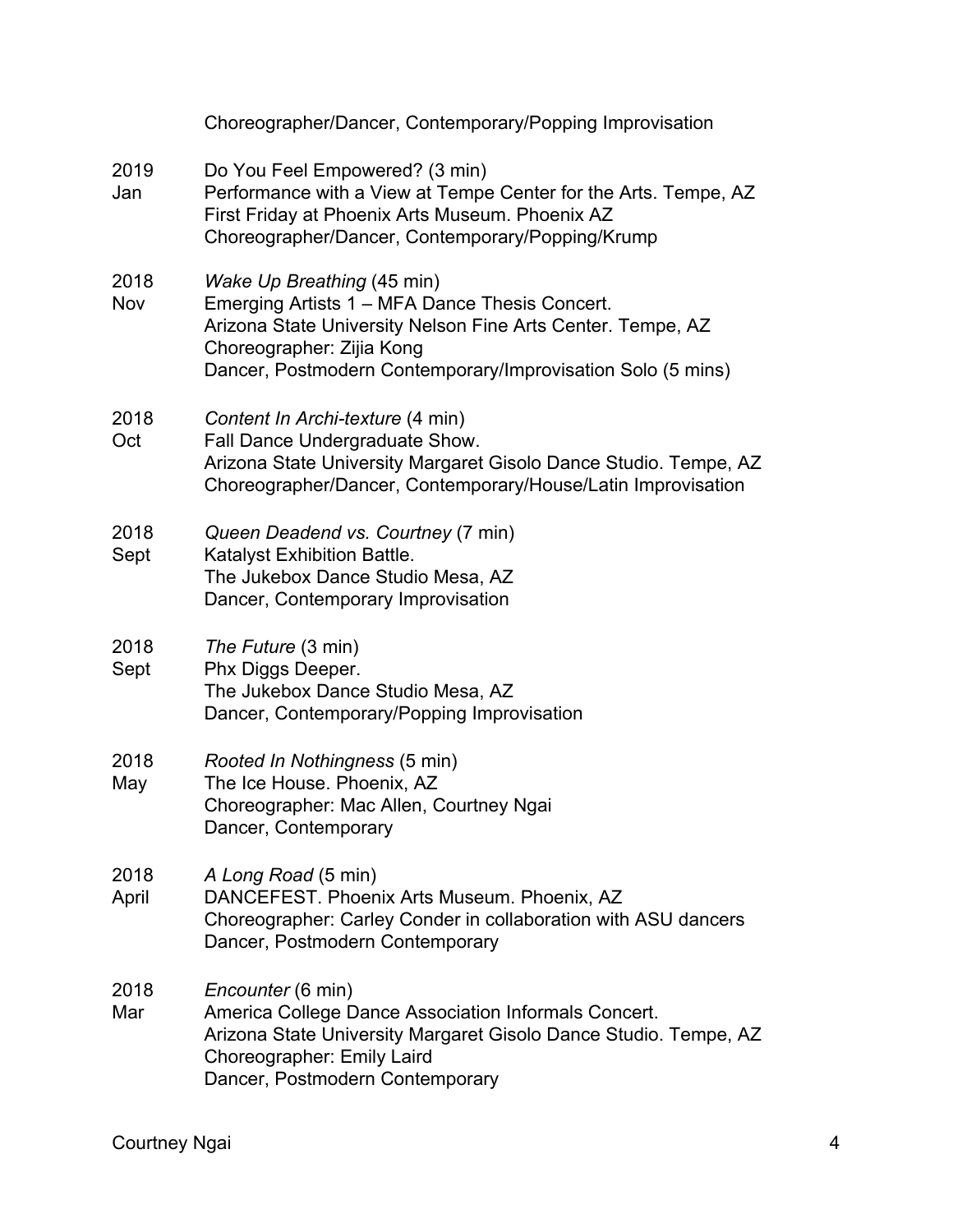Choreographer/Dancer, Contemporary/Popping Improvisation

2019 Jan
Do You Feel Empowered? (3 min)
Performance with a View at Tempe Center for the Arts. Tempe, AZ
First Friday at Phoenix Arts Museum. Phoenix AZ
Choreographer/Dancer, Contemporary/Popping/Krump

2018 Nov
*Wake Up Breathing* (45 min)
Emerging Artists 1 – MFA Dance Thesis Concert.
Arizona State University Nelson Fine Arts Center. Tempe, AZ
Choreographer: Zijia Kong
Dancer, Postmodern Contemporary/Improvisation Solo (5 mins)

2018 Oct
*Content In Archi-texture* (4 min)
Fall Dance Undergraduate Show.
Arizona State University Margaret Gisolo Dance Studio. Tempe, AZ
Choreographer/Dancer, Contemporary/House/Latin Improvisation

2018 Sept
*Queen Deadend vs. Courtney* (7 min)
Katalyst Exhibition Battle.
The Jukebox Dance Studio Mesa, AZ
Dancer, Contemporary Improvisation

2018 Sept
*The Future* (3 min)
Phx Diggs Deeper.
The Jukebox Dance Studio Mesa, AZ
Dancer, Contemporary/Popping Improvisation

2018 May
*Rooted In Nothingness* (5 min)
The Ice House. Phoenix, AZ
Choreographer: Mac Allen, Courtney Ngai
Dancer, Contemporary

2018 April
*A Long Road* (5 min)
DANCEFEST. Phoenix Arts Museum. Phoenix, AZ
Choreographer: Carley Conder in collaboration with ASU dancers
Dancer, Postmodern Contemporary

2018 Mar
*Encounter* (6 min)
America College Dance Association Informals Concert.
Arizona State University Margaret Gisolo Dance Studio. Tempe, AZ
Choreographer: Emily Laird
Dancer, Postmodern Contemporary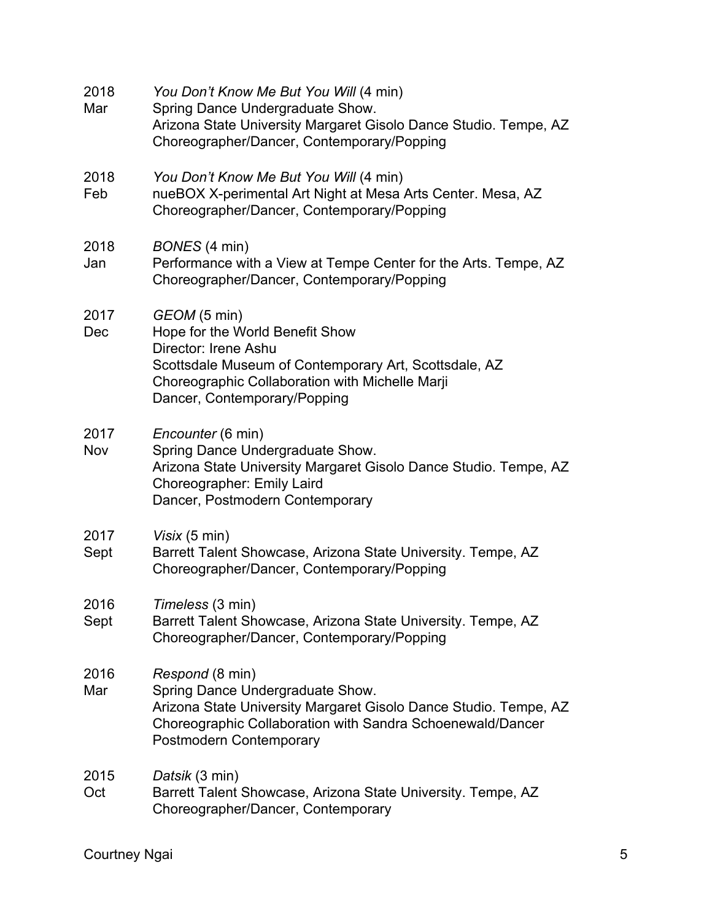2018 Mar
*You Don't Know Me But You Will* (4 min)
Spring Dance Undergraduate Show.
Arizona State University Margaret Gisolo Dance Studio. Tempe, AZ
Choreographer/Dancer, Contemporary/Popping

2018 Feb
*You Don't Know Me But You Will* (4 min)
nueBOX X-perimental Art Night at Mesa Arts Center. Mesa, AZ
Choreographer/Dancer, Contemporary/Popping

2018 Jan
*BONES* (4 min)
Performance with a View at Tempe Center for the Arts. Tempe, AZ
Choreographer/Dancer, Contemporary/Popping

2017 Dec
*GEOM* (5 min)
Hope for the World Benefit Show
Director: Irene Ashu
Scottsdale Museum of Contemporary Art, Scottsdale, AZ
Choreographic Collaboration with Michelle Marji
Dancer, Contemporary/Popping

2017 Nov
*Encounter* (6 min)
Spring Dance Undergraduate Show.
Arizona State University Margaret Gisolo Dance Studio. Tempe, AZ
Choreographer: Emily Laird
Dancer, Postmodern Contemporary

2017 Sept
*Visix* (5 min)
Barrett Talent Showcase, Arizona State University. Tempe, AZ
Choreographer/Dancer, Contemporary/Popping

2016 Sept
*Timeless* (3 min)
Barrett Talent Showcase, Arizona State University. Tempe, AZ
Choreographer/Dancer, Contemporary/Popping

2016 Mar
*Respond* (8 min)
Spring Dance Undergraduate Show.
Arizona State University Margaret Gisolo Dance Studio. Tempe, AZ
Choreographic Collaboration with Sandra Schoenewald/Dancer
Postmodern Contemporary

2015 Oct
*Datsik* (3 min)
Barrett Talent Showcase, Arizona State University. Tempe, AZ
Choreographer/Dancer, Contemporary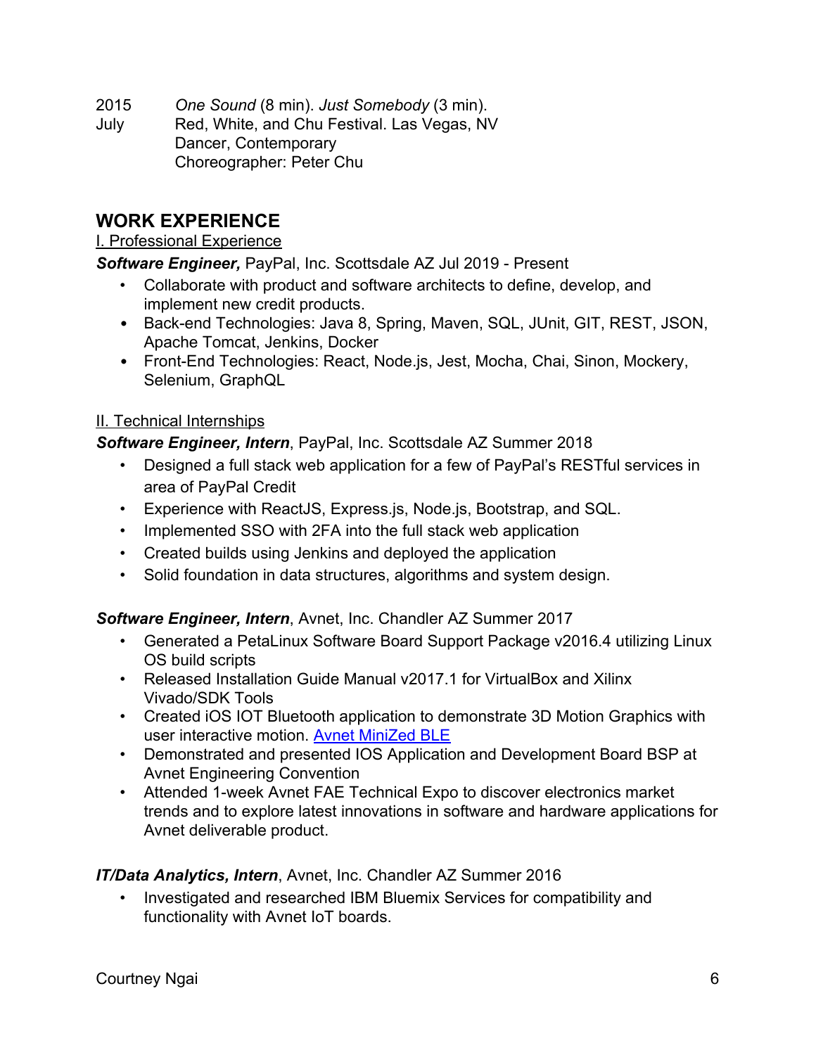2015 July — *One Sound* (8 min). *Just Somebody* (3 min).
Red, White, and Chu Festival. Las Vegas, NV
Dancer, Contemporary
Choreographer: Peter Chu

## WORK EXPERIENCE

I. Professional Experience

***Software Engineer,*** PayPal, Inc. Scottsdale AZ Jul 2019 - Present

- Collaborate with product and software architects to define, develop, and implement new credit products.
- Back-end Technologies: Java 8, Spring, Maven, SQL, JUnit, GIT, REST, JSON, Apache Tomcat, Jenkins, Docker
- Front-End Technologies: React, Node.js, Jest, Mocha, Chai, Sinon, Mockery, Selenium, GraphQL

II. Technical Internships

***Software Engineer, Intern***, PayPal, Inc. Scottsdale AZ Summer 2018

- Designed a full stack web application for a few of PayPal's RESTful services in area of PayPal Credit
- Experience with ReactJS, Express.js, Node.js, Bootstrap, and SQL.
- Implemented SSO with 2FA into the full stack web application
- Created builds using Jenkins and deployed the application
- Solid foundation in data structures, algorithms and system design.

***Software Engineer, Intern***, Avnet, Inc. Chandler AZ Summer 2017

- Generated a PetaLinux Software Board Support Package v2016.4 utilizing Linux OS build scripts
- Released Installation Guide Manual v2017.1 for VirtualBox and Xilinx Vivado/SDK Tools
- Created iOS IOT Bluetooth application to demonstrate 3D Motion Graphics with user interactive motion. Avnet MiniZed BLE
- Demonstrated and presented IOS Application and Development Board BSP at Avnet Engineering Convention
- Attended 1-week Avnet FAE Technical Expo to discover electronics market trends and to explore latest innovations in software and hardware applications for Avnet deliverable product.

***IT/Data Analytics, Intern***, Avnet, Inc. Chandler AZ Summer 2016

- Investigated and researched IBM Bluemix Services for compatibility and functionality with Avnet IoT boards.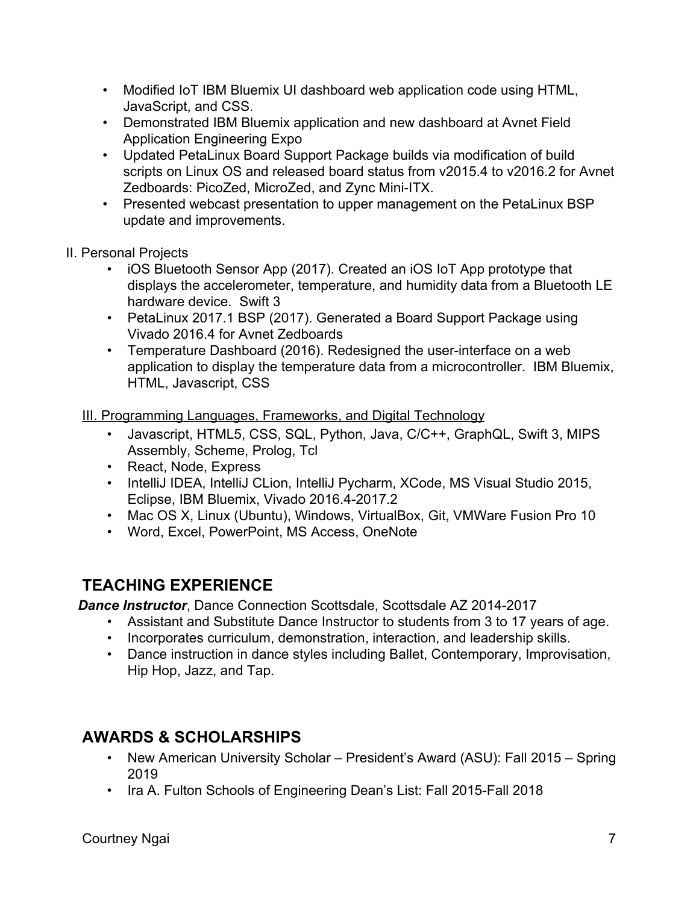- Modified IoT IBM Bluemix UI dashboard web application code using HTML, JavaScript, and CSS.
- Demonstrated IBM Bluemix application and new dashboard at Avnet Field Application Engineering Expo
- Updated PetaLinux Board Support Package builds via modification of build scripts on Linux OS and released board status from v2015.4 to v2016.2 for Avnet Zedboards: PicoZed, MicroZed, and Zync Mini-ITX.
- Presented webcast presentation to upper management on the PetaLinux BSP update and improvements.

II. Personal Projects

- iOS Bluetooth Sensor App (2017). Created an iOS IoT App prototype that displays the accelerometer, temperature, and humidity data from a Bluetooth LE hardware device. Swift 3
- PetaLinux 2017.1 BSP (2017). Generated a Board Support Package using Vivado 2016.4 for Avnet Zedboards
- Temperature Dashboard (2016). Redesigned the user-interface on a web application to display the temperature data from a microcontroller. IBM Bluemix, HTML, Javascript, CSS

III. Programming Languages, Frameworks, and Digital Technology

- Javascript, HTML5, CSS, SQL, Python, Java, C/C++, GraphQL, Swift 3, MIPS Assembly, Scheme, Prolog, Tcl
- React, Node, Express
- IntelliJ IDEA, IntelliJ CLion, IntelliJ Pycharm, XCode, MS Visual Studio 2015, Eclipse, IBM Bluemix, Vivado 2016.4-2017.2
- Mac OS X, Linux (Ubuntu), Windows, VirtualBox, Git, VMWare Fusion Pro 10
- Word, Excel, PowerPoint, MS Access, OneNote

## TEACHING EXPERIENCE

***Dance Instructor***, Dance Connection Scottsdale, Scottsdale AZ 2014-2017

- Assistant and Substitute Dance Instructor to students from 3 to 17 years of age.
- Incorporates curriculum, demonstration, interaction, and leadership skills.
- Dance instruction in dance styles including Ballet, Contemporary, Improvisation, Hip Hop, Jazz, and Tap.

## AWARDS & SCHOLARSHIPS

- New American University Scholar – President's Award (ASU): Fall 2015 – Spring 2019
- Ira A. Fulton Schools of Engineering Dean's List: Fall 2015-Fall 2018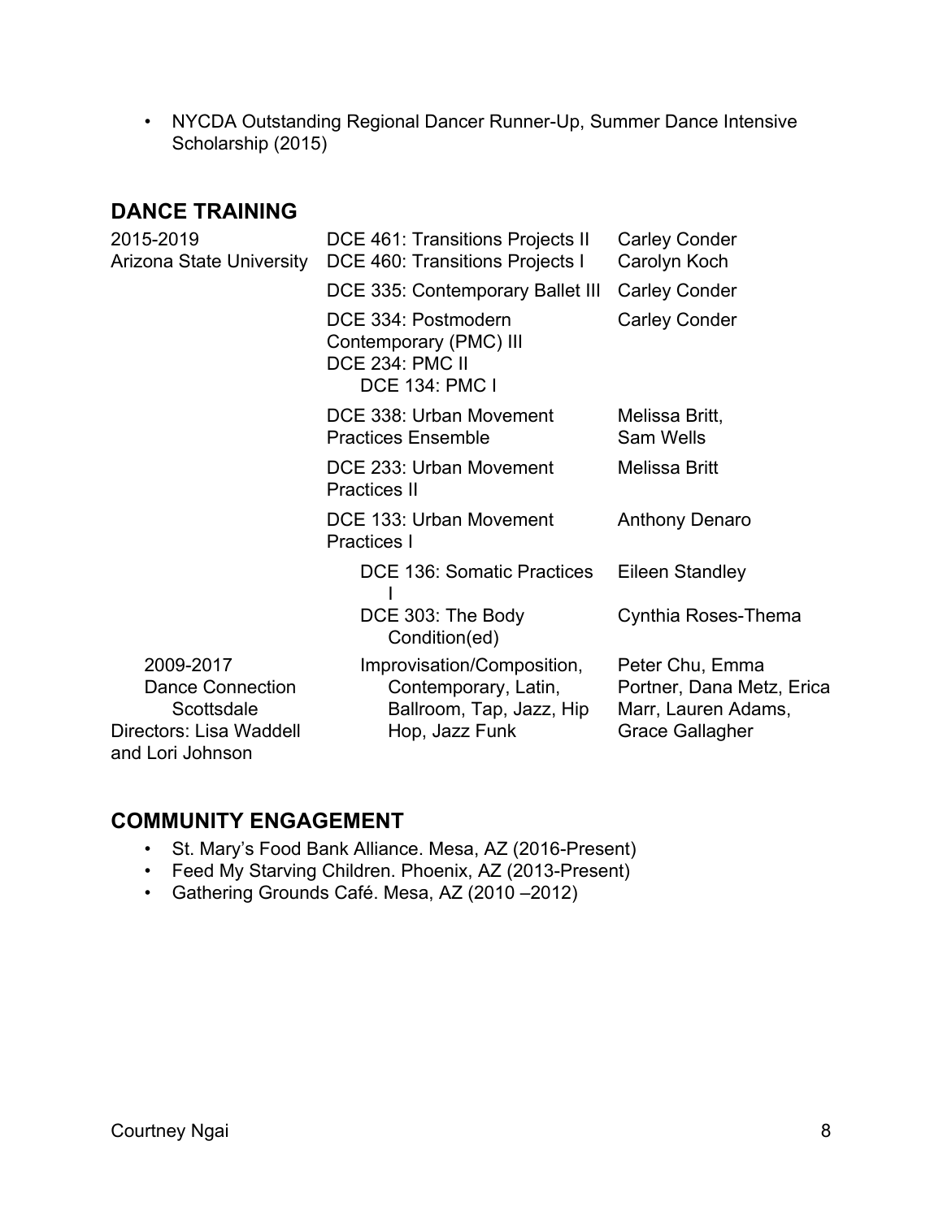- NYCDA Outstanding Regional Dancer Runner-Up, Summer Dance Intensive Scholarship (2015)

## DANCE TRAINING

| | | |
|---|---|---|
| 2015-2019 Arizona State University | DCE 461: Transitions Projects II<br>DCE 460: Transitions Projects I | Carley Conder<br>Carolyn Koch |
| | DCE 335: Contemporary Ballet III | Carley Conder |
| | DCE 334: Postmodern Contemporary (PMC) III<br>DCE 234: PMC II<br>DCE 134: PMC I | Carley Conder |
| | DCE 338: Urban Movement Practices Ensemble | Melissa Britt, Sam Wells |
| | DCE 233: Urban Movement Practices II | Melissa Britt |
| | DCE 133: Urban Movement Practices I | Anthony Denaro |
| | DCE 136: Somatic Practices I | Eileen Standley |
| | DCE 303: The Body Condition(ed) | Cynthia Roses-Thema |
| 2009-2017 Dance Connection Scottsdale Directors: Lisa Waddell and Lori Johnson | Improvisation/Composition, Contemporary, Latin, Ballroom, Tap, Jazz, Hip Hop, Jazz Funk | Peter Chu, Emma Portner, Dana Metz, Erica Marr, Lauren Adams, Grace Gallagher |

## COMMUNITY ENGAGEMENT

- St. Mary's Food Bank Alliance. Mesa, AZ (2016-Present)
- Feed My Starving Children. Phoenix, AZ (2013-Present)
- Gathering Grounds Café. Mesa, AZ (2010 –2012)